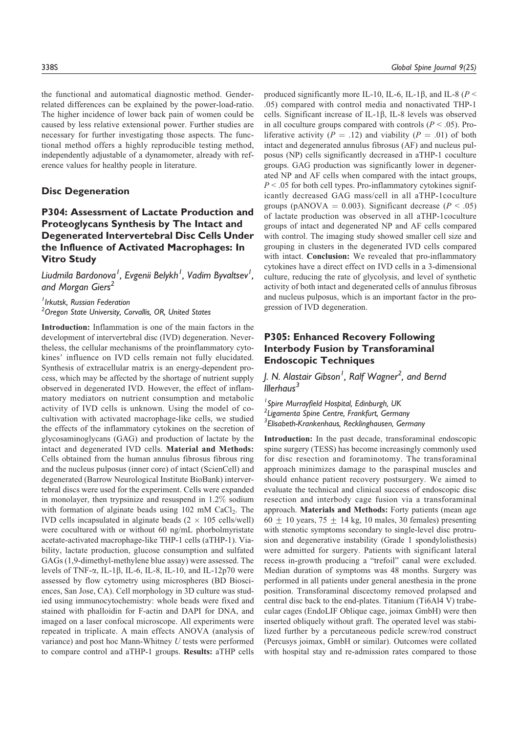the functional and automatical diagnostic method. Gender-related differences can be explained by the power-load-ratio. The higher incidence of lower back pain of women could be caused by less relative extensional power. Further studies are necessary for further investigating those aspects. The functional method offers a highly reproducible testing method, independently adjustable of a dynamometer, already with reference values for healthy people in literature.

## Disc Degeneration

### P304: Assessment of Lactate Production and Proteoglycans Synthesis by The Intact and Degenerated Intervertebral Disc Cells Under the Influence of Activated Macrophages: In Vitro Study

*Liudmila Bardonova[1], Evgenii Belykh[1], Vadim Byvaltsev[1], and Morgan Giers[2]*

[1]*Irkutsk, Russian Federation*
[2]*Oregon State University, Corvallis, OR, United States*

**Introduction:** Inflammation is one of the main factors in the development of intervertebral disc (IVD) degeneration. Nevertheless, the cellular mechanisms of the proinflammatory cytokines' influence on IVD cells remain not fully elucidated. Synthesis of extracellular matrix is an energy-dependent process, which may be affected by the shortage of nutrient supply observed in degenerated IVD. However, the effect of inflammatory mediators on nutrient consumption and metabolic activity of IVD cells is unknown. Using the model of co-cultivation with activated macrophage-like cells, we studied the effects of the inflammatory cytokines on the secretion of glycosaminoglycans (GAG) and production of lactate by the intact and degenerated IVD cells. **Material and Methods:** Cells obtained from the human annulus fibrosus fibrous ring and the nucleus pulposus (inner core) of intact (ScienCell) and degenerated (Barrow Neurological Institute BioBank) intervertebral discs were used for the experiment. Cells were expanded in monolayer, then trypsinize and resuspend in 1.2% sodium with formation of alginate beads using 102 mM $CaCl_2$. The IVD cells incapsulated in alginate beads ($2 \times 105$ cells/well) were cocultured with or without 60 ng/mL phorbolmyristate acetate-activated macrophage-like THP-1 cells (aTHP-1). Viability, lactate production, glucose consumption and sulfated GAGs (1,9-dimethyl-methylene blue assay) were assessed. The levels of TNF-$\alpha$, IL-1$\beta$, IL-6, IL-8, IL-10, and IL-12p70 were assessed by flow cytometry using microspheres (BD Biosciences, San Jose, CA). Cell morphology in 3D culture was studied using immunocytochemistry: whole beads were fixed and stained with phalloidin for F-actin and DAPI for DNA, and imaged on a laser confocal microscope. All experiments were repeated in triplicate. A main effects ANOVA (analysis of variance) and post hoc Mann-Whitney *U* tests were performed to compare control and aTHP-1 groups. **Results:** aTHP cells produced significantly more IL-10, IL-6, IL-1$\beta$, and IL-8 ($P <$ .05) compared with control media and nonactivated THP-1 cells. Significant increase of IL-1$\beta$, IL-8 levels was observed in all coculture groups compared with controls ($P <$ .05). Proliferative activity ($P =$ .12) and viability ($P =$ .01) of both intact and degenerated annulus fibrosus (AF) and nucleus pulposus (NP) cells significantly decreased in aTHP-1 coculture groups. GAG production was significantly lower in degenerated NP and AF cells when compared with the intact groups, $P <$ .05 for both cell types. Pro-inflammatory cytokines significantly decreased GAG mass/cell in all aTHP-1coculture groups (pANOVA = 0.003). Significant decrease ($P <$ .05) of lactate production was observed in all aTHP-1coculture groups of intact and degenerated NP and AF cells compared with control. The imaging study showed smaller cell size and grouping in clusters in the degenerated IVD cells compared with intact. **Conclusion:** We revealed that pro-inflammatory cytokines have a direct effect on IVD cells in a 3-dimensional culture, reducing the rate of glycolysis, and level of synthetic activity of both intact and degenerated cells of annulus fibrosus and nucleus pulposus, which is an important factor in the progression of IVD degeneration.

### P305: Enhanced Recovery Following Interbody Fusion by Transforaminal Endoscopic Techniques

*J. N. Alastair Gibson[1], Ralf Wagner[2], and Bernd Illerhaus[3]*

[1]*Spire Murrayfield Hospital, Edinburgh, UK*
[2]*Ligamenta Spine Centre, Frankfurt, Germany*
[3]*Elisabeth-Krankenhaus, Recklinghausen, Germany*

**Introduction:** In the past decade, transforaminal endoscopic spine surgery (TESS) has become increasingly commonly used for disc resection and foraminotomy. The transforaminal approach minimizes damage to the paraspinal muscles and should enhance patient recovery postsurgery. We aimed to evaluate the technical and clinical success of endoscopic disc resection and interbody cage fusion via a transforaminal approach. **Materials and Methods:** Forty patients (mean age $60 \pm 10$ years, $75 \pm 14$ kg, 10 males, 30 females) presenting with stenotic symptoms secondary to single-level disc protrusion and degenerative instability (Grade 1 spondylolisthesis) were admitted for surgery. Patients with significant lateral recess in-growth producing a "trefoil" canal were excluded. Median duration of symptoms was 48 months. Surgery was performed in all patients under general anesthesia in the prone position. Transforaminal discectomy removed prolapsed and central disc back to the end-plates. Titanium (Ti6Al4 V) trabecular cages (EndoLIF Oblique cage, joimax GmbH) were then inserted obliquely without graft. The operated level was stabilized further by a percutaneous pedicle screw/rod construct (Percusys joimax, GmbH or similar). Outcomes were collated with hospital stay and re-admission rates compared to those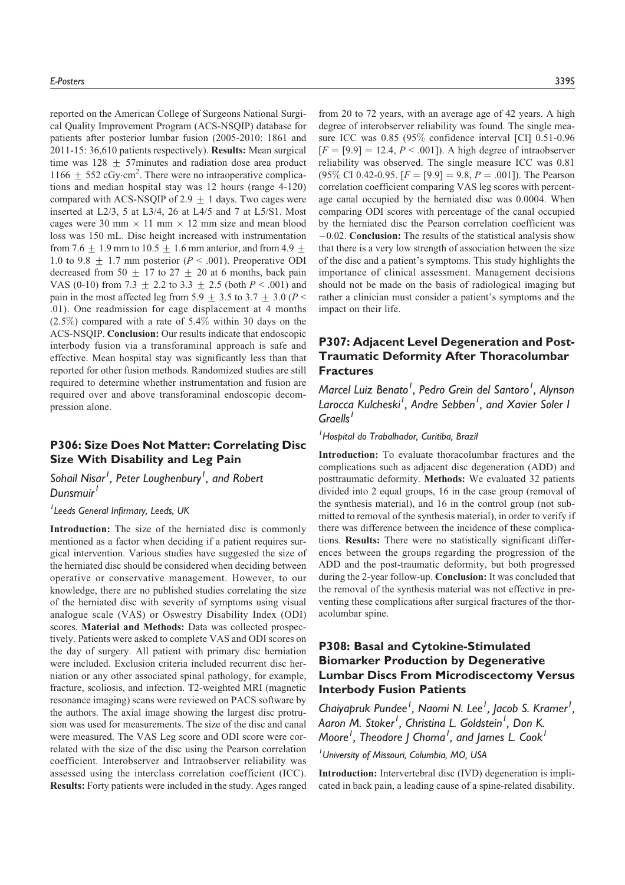reported on the American College of Surgeons National Surgical Quality Improvement Program (ACS-NSQIP) database for patients after posterior lumbar fusion (2005-2010: 1861 and 2011-15: 36,610 patients respectively). **Results:** Mean surgical time was 128 ± 57minutes and radiation dose area product 1166 ± 552 cGy·cm$^2$. There were no intraoperative complications and median hospital stay was 12 hours (range 4-120) compared with ACS-NSQIP of 2.9 ± 1 days. Two cages were inserted at L2/3, 5 at L3/4, 26 at L4/5 and 7 at L5/S1. Most cages were 30 mm × 11 mm × 12 mm size and mean blood loss was 150 mL. Disc height increased with instrumentation from 7.6 ± 1.9 mm to 10.5 ± 1.6 mm anterior, and from 4.9 ± 1.0 to 9.8 ± 1.7 mm posterior ($P < .001$). Preoperative ODI decreased from 50 ± 17 to 27 ± 20 at 6 months, back pain VAS (0-10) from 7.3 ± 2.2 to 3.3 ± 2.5 (both $P < .001$) and pain in the most affected leg from 5.9 ± 3.5 to 3.7 ± 3.0 ($P < .01$). One readmission for cage displacement at 4 months (2.5%) compared with a rate of 5.4% within 30 days on the ACS-NSQIP. **Conclusion:** Our results indicate that endoscopic interbody fusion via a transforaminal approach is safe and effective. Mean hospital stay was significantly less than that reported for other fusion methods. Randomized studies are still required to determine whether instrumentation and fusion are required over and above transforaminal endoscopic decompression alone.

## P306: Size Does Not Matter: Correlating Disc Size With Disability and Leg Pain

*Sohail Nisar[1], Peter Loughenbury[1], and Robert Dunsmuir[1]*

[1]*Leeds General Infirmary, Leeds, UK*

**Introduction:** The size of the herniated disc is commonly mentioned as a factor when deciding if a patient requires surgical intervention. Various studies have suggested the size of the herniated disc should be considered when deciding between operative or conservative management. However, to our knowledge, there are no published studies correlating the size of the herniated disc with severity of symptoms using visual analogue scale (VAS) or Oswestry Disability Index (ODI) scores. **Material and Methods:** Data was collected prospectively. Patients were asked to complete VAS and ODI scores on the day of surgery. All patient with primary disc herniation were included. Exclusion criteria included recurrent disc herniation or any other associated spinal pathology, for example, fracture, scoliosis, and infection. T2-weighted MRI (magnetic resonance imaging) scans were reviewed on PACS software by the authors. The axial image showing the largest disc protrusion was used for measurements. The size of the disc and canal were measured. The VAS Leg score and ODI score were correlated with the size of the disc using the Pearson correlation coefficient. Interobserver and Intraobserver reliability was assessed using the interclass correlation coefficient (ICC). **Results:** Forty patients were included in the study. Ages ranged from 20 to 72 years, with an average age of 42 years. A high degree of interobserver reliability was found. The single measure ICC was 0.85 (95% confidence interval [CI] 0.51-0.96 [$F = [9.9] = 12.4$, $P < .001$]). A high degree of intraobserver reliability was observed. The single measure ICC was 0.81 (95% CI 0.42-0.95. [$F = [9.9] = 9.8$, $P = .001$]). The Pearson correlation coefficient comparing VAS leg scores with percentage canal occupied by the herniated disc was 0.0004. When comparing ODI scores with percentage of the canal occupied by the herniated disc the Pearson correlation coefficient was −0.02. **Conclusion:** The results of the statistical analysis show that there is a very low strength of association between the size of the disc and a patient's symptoms. This study highlights the importance of clinical assessment. Management decisions should not be made on the basis of radiological imaging but rather a clinician must consider a patient's symptoms and the impact on their life.

## P307: Adjacent Level Degeneration and Post-Traumatic Deformity After Thoracolumbar Fractures

*Marcel Luiz Benato[1], Pedro Grein del Santoro[1], Alynson Larocca Kulcheski[1], Andre Sebben[1], and Xavier Soler I Graells[1]*

[1]*Hospital do Trabalhador, Curitiba, Brazil*

**Introduction:** To evaluate thoracolumbar fractures and the complications such as adjacent disc degeneration (ADD) and posttraumatic deformity. **Methods:** We evaluated 32 patients divided into 2 equal groups, 16 in the case group (removal of the synthesis material), and 16 in the control group (not submitted to removal of the synthesis material), in order to verify if there was difference between the incidence of these complications. **Results:** There were no statistically significant differences between the groups regarding the progression of the ADD and the post-traumatic deformity, but both progressed during the 2-year follow-up. **Conclusion:** It was concluded that the removal of the synthesis material was not effective in preventing these complications after surgical fractures of the thoracolumbar spine.

## P308: Basal and Cytokine-Stimulated Biomarker Production by Degenerative Lumbar Discs From Microdiscectomy Versus Interbody Fusion Patients

*Chaiyapruk Pundee[1], Naomi N. Lee[1], Jacob S. Kramer[1], Aaron M. Stoker[1], Christina L. Goldstein[1], Don K. Moore[1], Theodore J Choma[1], and James L. Cook[1]*

[1]*University of Missouri, Columbia, MO, USA*

**Introduction:** Intervertebral disc (IVD) degeneration is implicated in back pain, a leading cause of a spine-related disability.